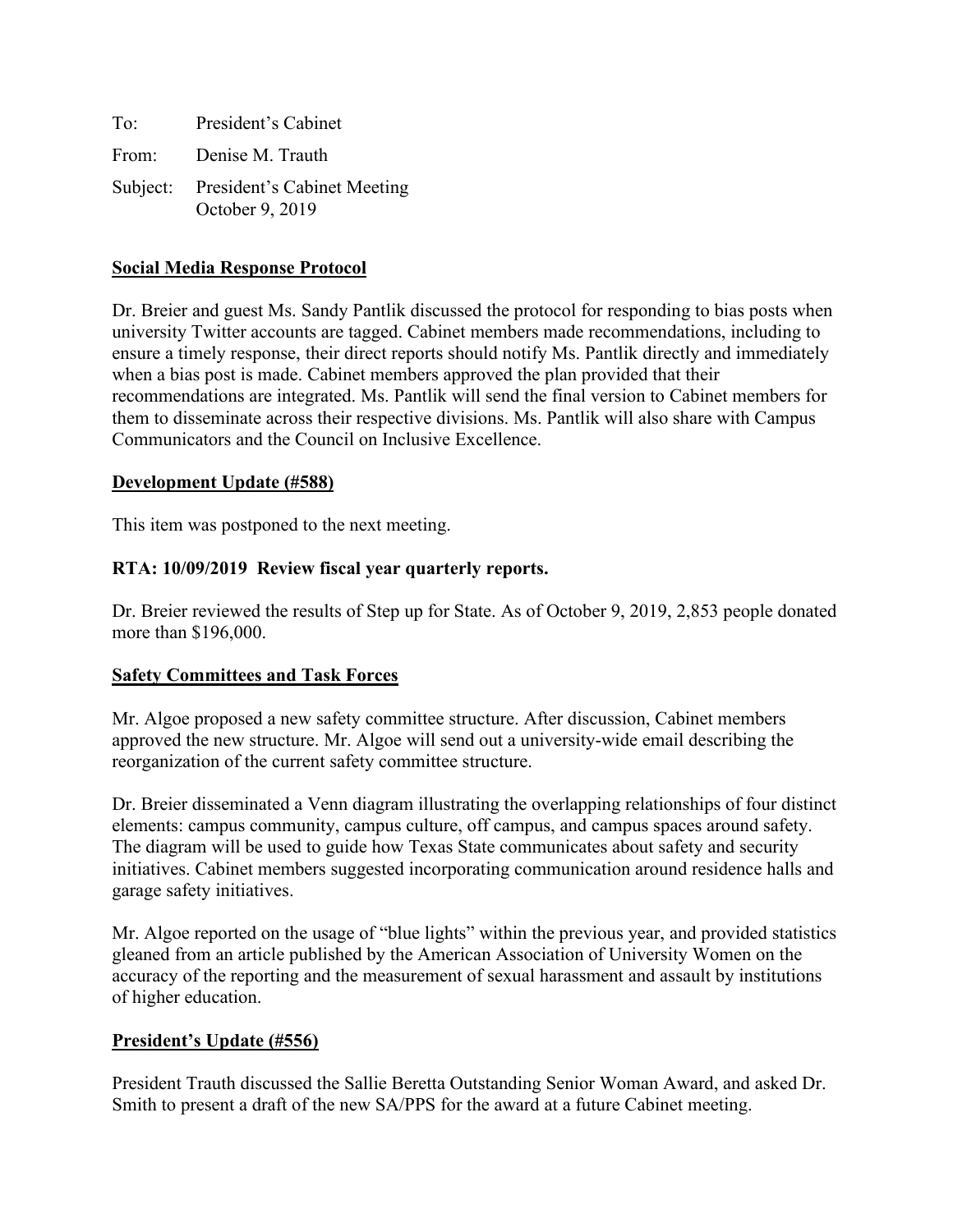To: President's Cabinet

From: Denise M. Trauth

Subject: President's Cabinet Meeting
October 9, 2019

## Social Media Response Protocol

Dr. Breier and guest Ms. Sandy Pantlik discussed the protocol for responding to bias posts when university Twitter accounts are tagged. Cabinet members made recommendations, including to ensure a timely response, their direct reports should notify Ms. Pantlik directly and immediately when a bias post is made. Cabinet members approved the plan provided that their recommendations are integrated. Ms. Pantlik will send the final version to Cabinet members for them to disseminate across their respective divisions. Ms. Pantlik will also share with Campus Communicators and the Council on Inclusive Excellence.

## Development Update (#588)

This item was postponed to the next meeting.

**RTA: 10/09/2019 Review fiscal year quarterly reports.**

Dr. Breier reviewed the results of Step up for State. As of October 9, 2019, 2,853 people donated more than $196,000.

## Safety Committees and Task Forces

Mr. Algoe proposed a new safety committee structure. After discussion, Cabinet members approved the new structure. Mr. Algoe will send out a university-wide email describing the reorganization of the current safety committee structure.

Dr. Breier disseminated a Venn diagram illustrating the overlapping relationships of four distinct elements: campus community, campus culture, off campus, and campus spaces around safety. The diagram will be used to guide how Texas State communicates about safety and security initiatives. Cabinet members suggested incorporating communication around residence halls and garage safety initiatives.

Mr. Algoe reported on the usage of "blue lights" within the previous year, and provided statistics gleaned from an article published by the American Association of University Women on the accuracy of the reporting and the measurement of sexual harassment and assault by institutions of higher education.

## President's Update (#556)

President Trauth discussed the Sallie Beretta Outstanding Senior Woman Award, and asked Dr. Smith to present a draft of the new SA/PPS for the award at a future Cabinet meeting.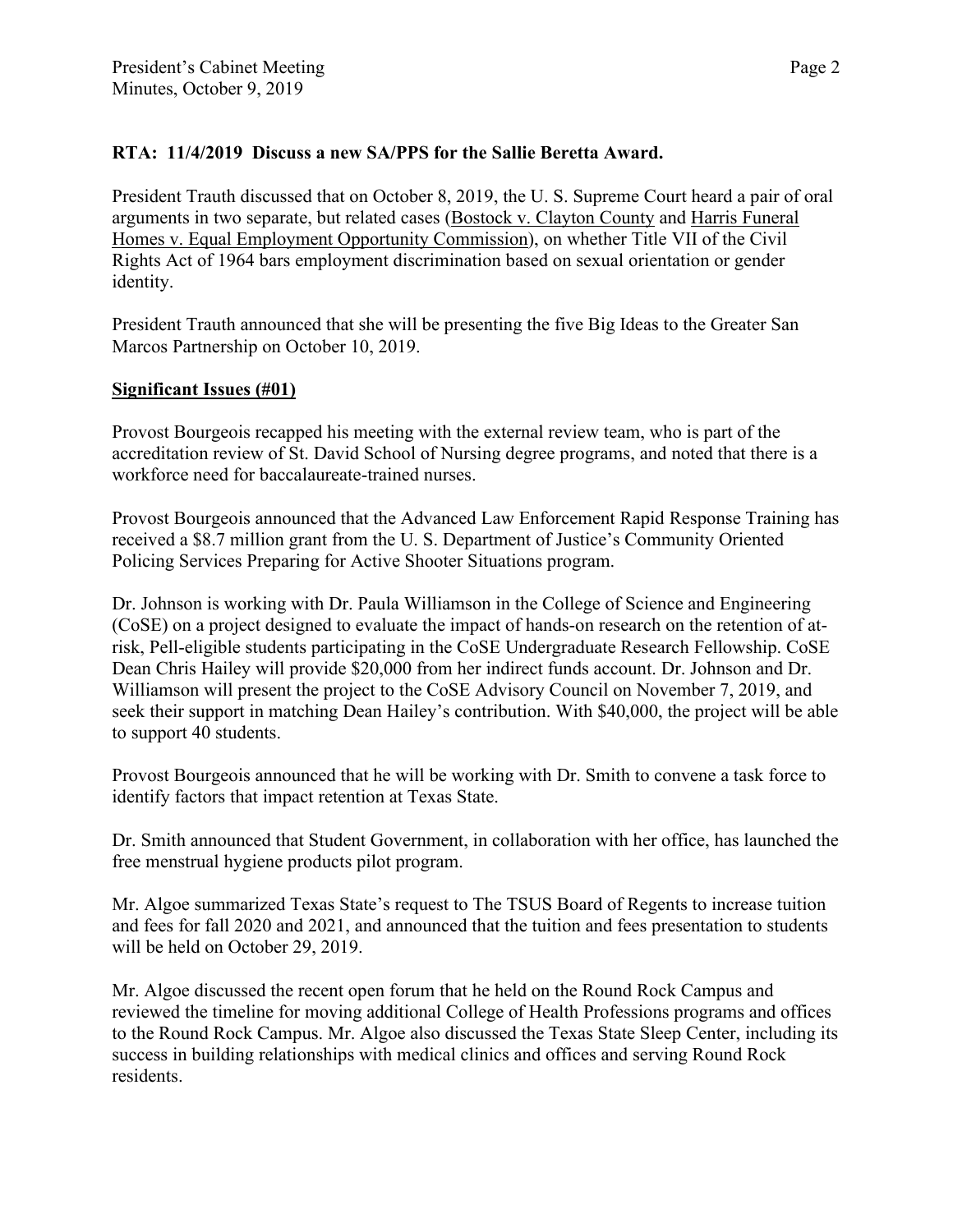**RTA: 11/4/2019 Discuss a new SA/PPS for the Sallie Beretta Award.**

President Trauth discussed that on October 8, 2019, the U. S. Supreme Court heard a pair of oral arguments in two separate, but related cases (Bostock v. Clayton County and Harris Funeral Homes v. Equal Employment Opportunity Commission), on whether Title VII of the Civil Rights Act of 1964 bars employment discrimination based on sexual orientation or gender identity.

President Trauth announced that she will be presenting the five Big Ideas to the Greater San Marcos Partnership on October 10, 2019.

**Significant Issues (#01)**

Provost Bourgeois recapped his meeting with the external review team, who is part of the accreditation review of St. David School of Nursing degree programs, and noted that there is a workforce need for baccalaureate-trained nurses.

Provost Bourgeois announced that the Advanced Law Enforcement Rapid Response Training has received a $8.7 million grant from the U. S. Department of Justice's Community Oriented Policing Services Preparing for Active Shooter Situations program.

Dr. Johnson is working with Dr. Paula Williamson in the College of Science and Engineering (CoSE) on a project designed to evaluate the impact of hands-on research on the retention of at-risk, Pell-eligible students participating in the CoSE Undergraduate Research Fellowship. CoSE Dean Chris Hailey will provide $20,000 from her indirect funds account. Dr. Johnson and Dr. Williamson will present the project to the CoSE Advisory Council on November 7, 2019, and seek their support in matching Dean Hailey's contribution. With $40,000, the project will be able to support 40 students.

Provost Bourgeois announced that he will be working with Dr. Smith to convene a task force to identify factors that impact retention at Texas State.

Dr. Smith announced that Student Government, in collaboration with her office, has launched the free menstrual hygiene products pilot program.

Mr. Algoe summarized Texas State's request to The TSUS Board of Regents to increase tuition and fees for fall 2020 and 2021, and announced that the tuition and fees presentation to students will be held on October 29, 2019.

Mr. Algoe discussed the recent open forum that he held on the Round Rock Campus and reviewed the timeline for moving additional College of Health Professions programs and offices to the Round Rock Campus. Mr. Algoe also discussed the Texas State Sleep Center, including its success in building relationships with medical clinics and offices and serving Round Rock residents.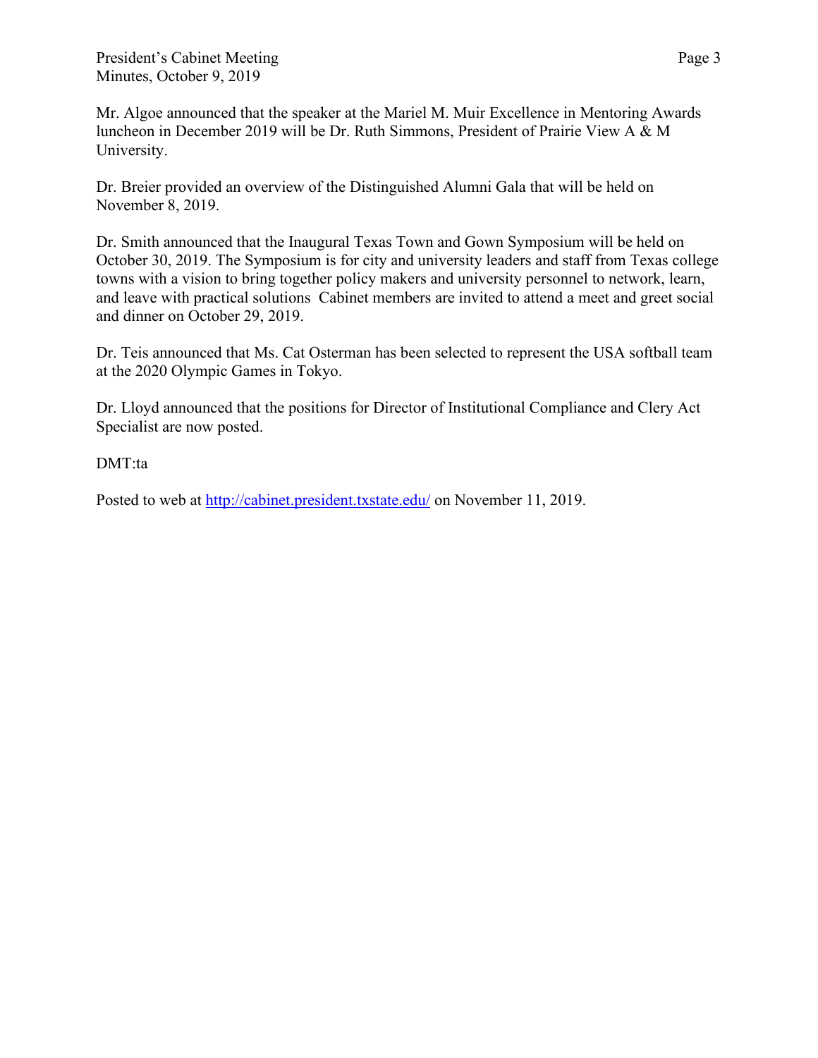Mr. Algoe announced that the speaker at the Mariel M. Muir Excellence in Mentoring Awards luncheon in December 2019 will be Dr. Ruth Simmons, President of Prairie View A & M University.

Dr. Breier provided an overview of the Distinguished Alumni Gala that will be held on November 8, 2019.

Dr. Smith announced that the Inaugural Texas Town and Gown Symposium will be held on October 30, 2019. The Symposium is for city and university leaders and staff from Texas college towns with a vision to bring together policy makers and university personnel to network, learn, and leave with practical solutions  Cabinet members are invited to attend a meet and greet social and dinner on October 29, 2019.

Dr. Teis announced that Ms. Cat Osterman has been selected to represent the USA softball team at the 2020 Olympic Games in Tokyo.

Dr. Lloyd announced that the positions for Director of Institutional Compliance and Clery Act Specialist are now posted.

DMT:ta

Posted to web at http://cabinet.president.txstate.edu/ on November 11, 2019.